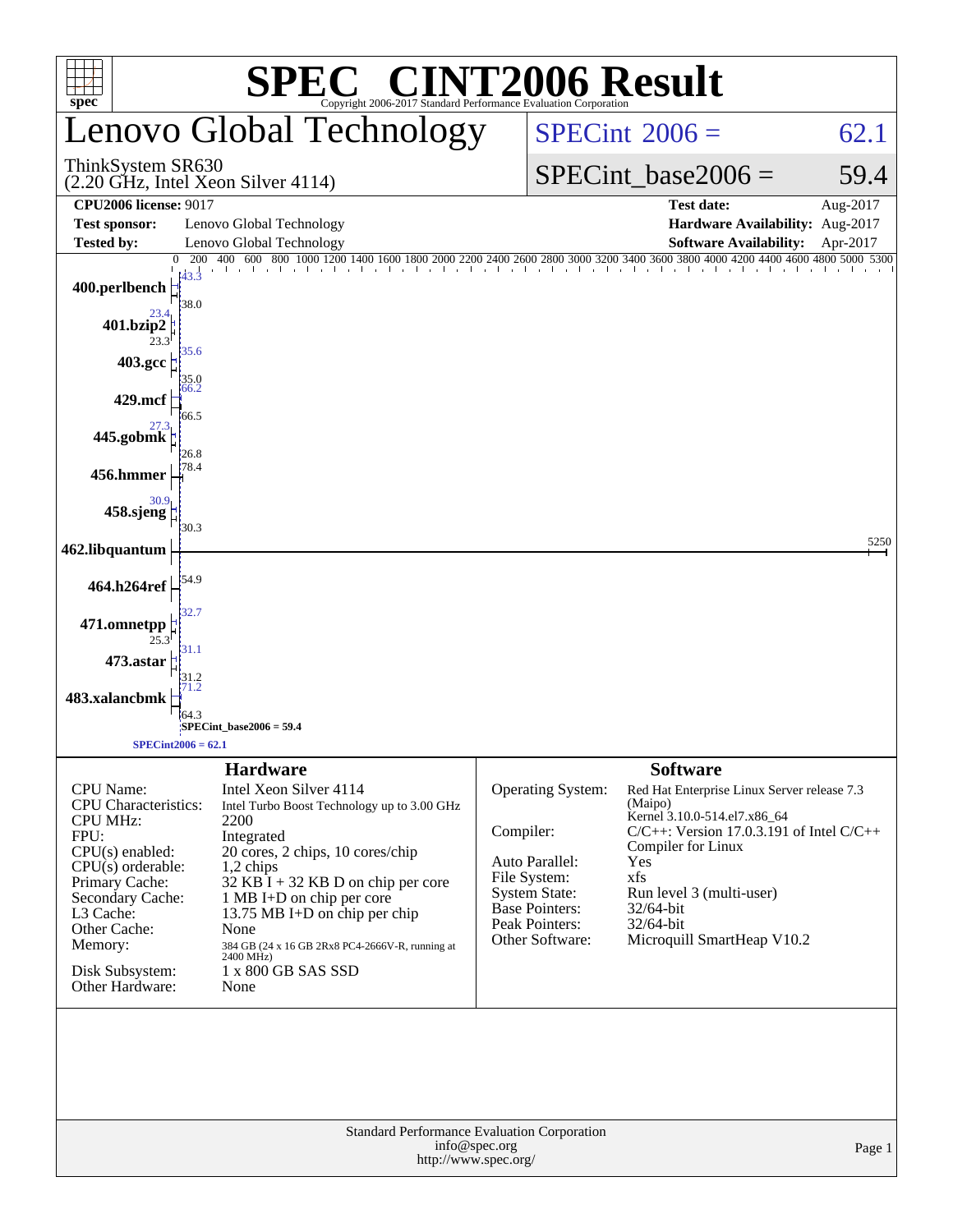# SPEC® CINT2006 Result

Copyright 2006-2017 Standard Performance Evaluation Corporation

## Lenovo Global Technology

ThinkSystem SR630
(2.20 GHz, Intel Xeon Silver 4114)

| | |
|---|---|
| SPECint 2006 = | 62.1 |
| SPECint_base2006 = | 59.4 |

| | | | |
|---|---|---|---|
| **CPU2006 license:** 9017 | | **Test date:** | Aug-2017 |
| **Test sponsor:** | Lenovo Global Technology | **Hardware Availability:** | Aug-2017 |
| **Tested by:** | Lenovo Global Technology | **Software Availability:** | Apr-2017 |

| Benchmark | Peak | Base |
|---|---|---|
| 400.perlbench | 43.3 | 38.0 |
| 401.bzip2 | 23.4 | 23.3 |
| 403.gcc | 35.6 | 35.0 |
| 429.mcf | 66.2 | 66.5 |
| 445.gobmk | 27.3 | 26.8 |
| 456.hmmer | 78.4 | 78.4 |
| 458.sjeng | 30.9 | 30.3 |
| 462.libquantum | 5250 | 5250 |
| 464.h264ref | 54.9 | 54.9 |
| 471.omnetpp | 32.7 | 25.3 |
| 473.astar | 31.1 | 31.2 |
| 483.xalancbmk | 71.2 | 64.3 |

SPECint_base2006 = 59.4

SPECint2006 = 62.1

## Hardware

| | |
|---|---|
| CPU Name: | Intel Xeon Silver 4114 |
| CPU Characteristics: | Intel Turbo Boost Technology up to 3.00 GHz |
| CPU MHz: | 2200 |
| FPU: | Integrated |
| CPU(s) enabled: | 20 cores, 2 chips, 10 cores/chip |
| CPU(s) orderable: | 1,2 chips |
| Primary Cache: | 32 KB I + 32 KB D on chip per core |
| Secondary Cache: | 1 MB I+D on chip per core |
| L3 Cache: | 13.75 MB I+D on chip per chip |
| Other Cache: | None |
| Memory: | 384 GB (24 x 16 GB 2Rx8 PC4-2666V-R, running at 2400 MHz) |
| Disk Subsystem: | 1 x 800 GB SAS SSD |
| Other Hardware: | None |

## Software

| | |
|---|---|
| Operating System: | Red Hat Enterprise Linux Server release 7.3 (Maipo) Kernel 3.10.0-514.el7.x86_64 |
| Compiler: | C/C++: Version 17.0.3.191 of Intel C/C++ Compiler for Linux |
| Auto Parallel: | Yes |
| File System: | xfs |
| System State: | Run level 3 (multi-user) |
| Base Pointers: | 32/64-bit |
| Peak Pointers: | 32/64-bit |
| Other Software: | Microquill SmartHeap V10.2 |

Standard Performance Evaluation Corporation
info@spec.org
http://www.spec.org/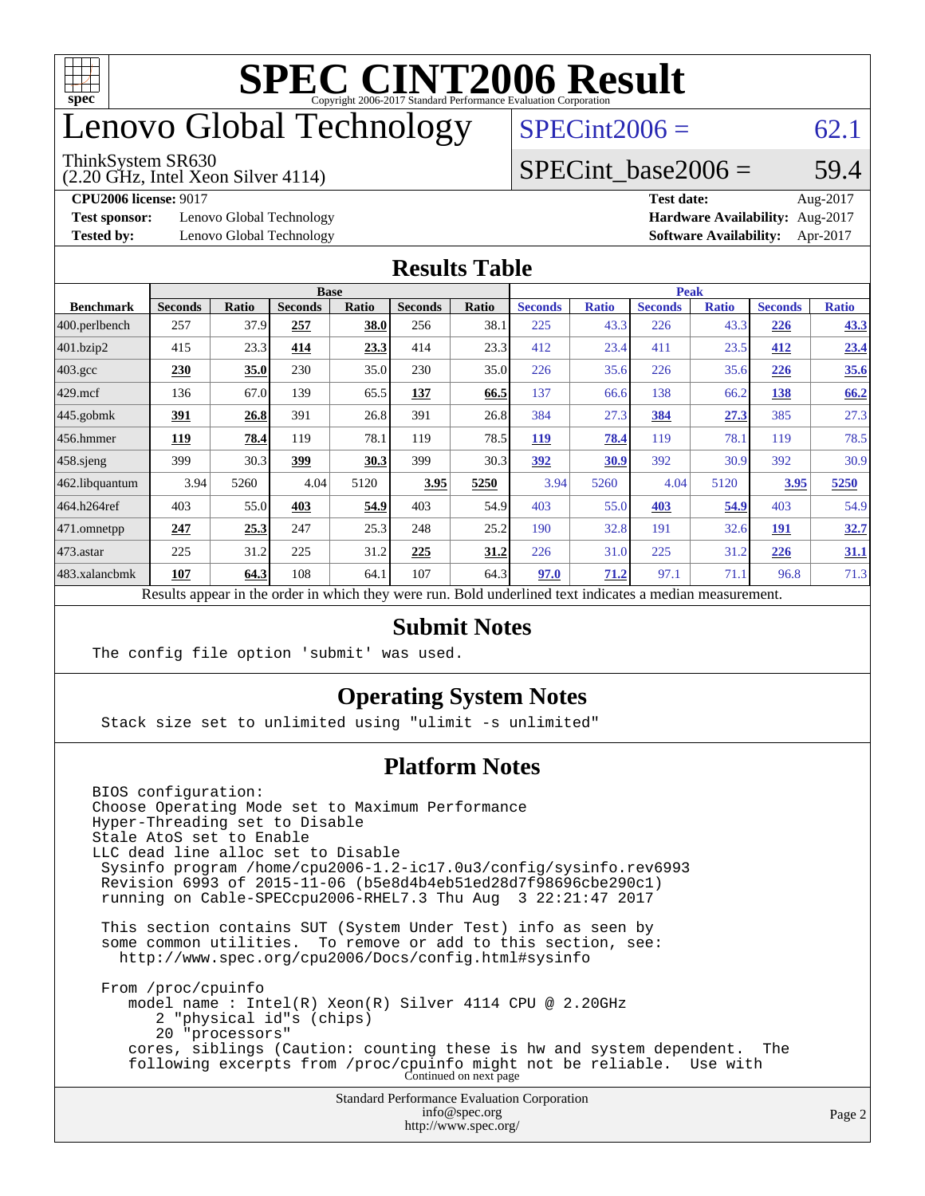# SPEC CINT2006 Result

Copyright 2006-2017 Standard Performance Evaluation Corporation

# Lenovo Global Technology

ThinkSystem SR630
(2.20 GHz, Intel Xeon Silver 4114)

SPECint2006 = 62.1

SPECint_base2006 = 59.4

**CPU2006 license:** 9017 | **Test date:** Aug-2017
**Test sponsor:** Lenovo Global Technology | **Hardware Availability:** Aug-2017
**Tested by:** Lenovo Global Technology | **Software Availability:** Apr-2017

## Results Table

| Benchmark | Base | | | | | | Peak | | | | | |
|---|---|---|---|---|---|---|---|---|---|---|---|---|
| | Seconds | Ratio | Seconds | Ratio | Seconds | Ratio | Seconds | Ratio | Seconds | Ratio | Seconds | Ratio |
| 400.perlbench | 257 | 37.9 | **257** | **38.0** | 256 | 38.1 | 225 | 43.3 | 226 | 43.3 | **226** | **43.3** |
| 401.bzip2 | 415 | 23.3 | **414** | **23.3** | 414 | 23.3 | 412 | 23.4 | 411 | 23.5 | **412** | **23.4** |
| 403.gcc | **230** | **35.0** | 230 | 35.0 | 230 | 35.0 | 226 | 35.6 | 226 | 35.6 | **226** | **35.6** |
| 429.mcf | 136 | 67.0 | 139 | 65.5 | **137** | **66.5** | 137 | 66.6 | 138 | 66.2 | **138** | **66.2** |
| 445.gobmk | **391** | **26.8** | 391 | 26.8 | 391 | 26.8 | 384 | 27.3 | **384** | **27.3** | 385 | 27.3 |
| 456.hmmer | **119** | **78.4** | 119 | 78.1 | 119 | 78.5 | **119** | **78.4** | 119 | 78.1 | 119 | 78.5 |
| 458.sjeng | 399 | 30.3 | **399** | **30.3** | 399 | 30.3 | **392** | **30.9** | 392 | 30.9 | 392 | 30.9 |
| 462.libquantum | 3.94 | 5260 | 4.04 | 5120 | **3.95** | **5250** | 3.94 | 5260 | 4.04 | 5120 | **3.95** | **5250** |
| 464.h264ref | 403 | 55.0 | **403** | **54.9** | 403 | 54.9 | 403 | 55.0 | **403** | **54.9** | 403 | 54.9 |
| 471.omnetpp | **247** | **25.3** | 247 | 25.3 | 248 | 25.2 | 190 | 32.8 | 191 | 32.6 | **191** | **32.7** |
| 473.astar | 225 | 31.2 | 225 | 31.2 | **225** | **31.2** | 226 | 31.0 | 225 | 31.2 | **226** | **31.1** |
| 483.xalancbmk | **107** | **64.3** | 108 | 64.1 | 107 | 64.3 | **97.0** | **71.2** | 97.1 | 71.1 | 96.8 | 71.3 |

Results appear in the order in which they were run. Bold underlined text indicates a median measurement.

## Submit Notes

```
The config file option 'submit' was used.
```

## Operating System Notes

```
Stack size set to unlimited using "ulimit -s unlimited"
```

## Platform Notes

```
BIOS configuration:
Choose Operating Mode set to Maximum Performance
Hyper-Threading set to Disable
Stale AtoS set to Enable
LLC dead line alloc set to Disable
 Sysinfo program /home/cpu2006-1.2-ic17.0u3/config/sysinfo.rev6993
 Revision 6993 of 2015-11-06 (b5e8d4b4eb51ed28d7f98696cbe290c1)
 running on Cable-SPECcpu2006-RHEL7.3 Thu Aug  3 22:21:47 2017

 This section contains SUT (System Under Test) info as seen by
 some common utilities.  To remove or add to this section, see:
   http://www.spec.org/cpu2006/Docs/config.html#sysinfo

 From /proc/cpuinfo
    model name : Intel(R) Xeon(R) Silver 4114 CPU @ 2.20GHz
       2 "physical id"s (chips)
       20 "processors"
    cores, siblings (Caution: counting these is hw and system dependent.  The
    following excerpts from /proc/cpuinfo might not be reliable.  Use with
```

Continued on next page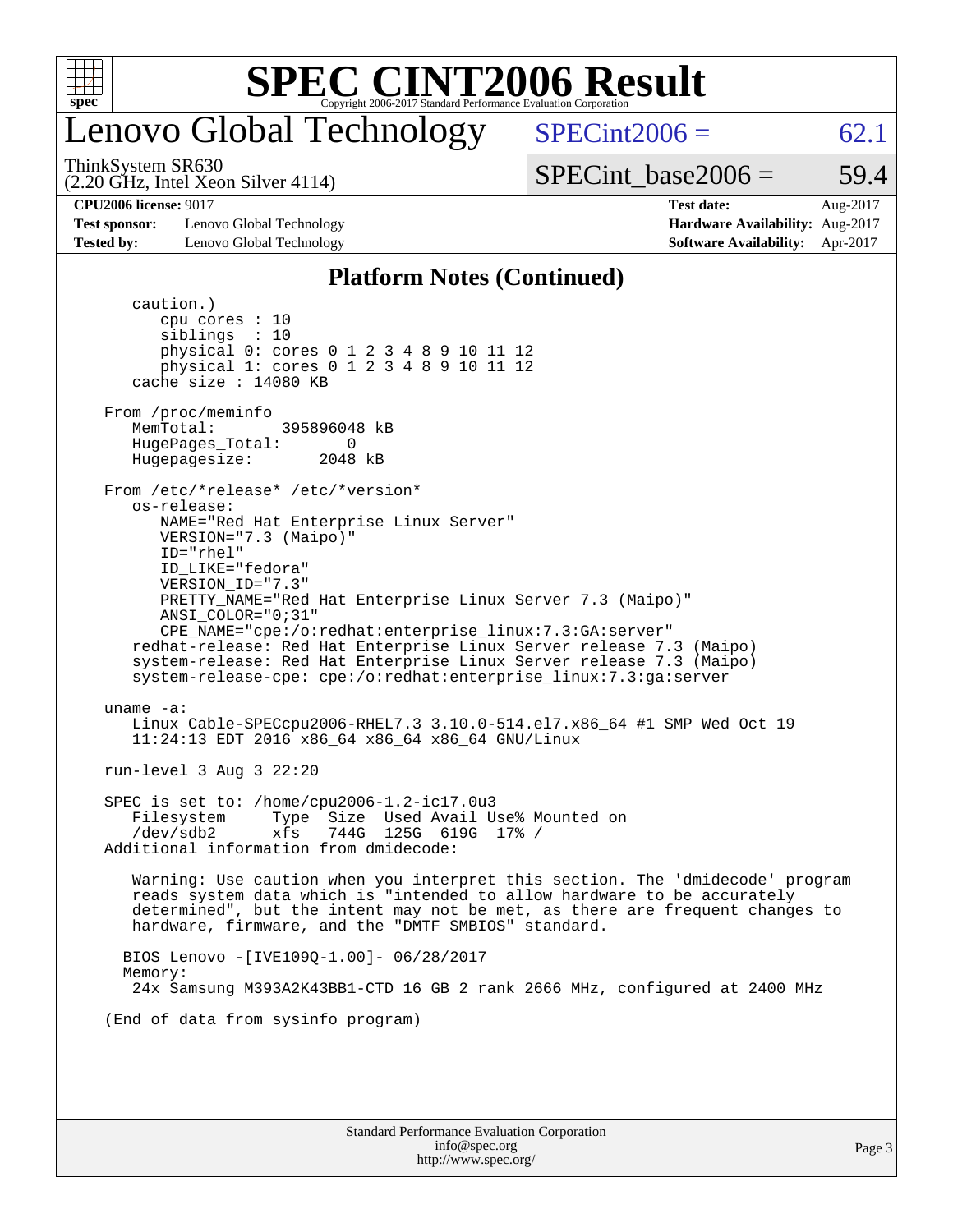# SPEC CINT2006 Result

Copyright 2006-2017 Standard Performance Evaluation Corporation

## Lenovo Global Technology

ThinkSystem SR630
(2.20 GHz, Intel Xeon Silver 4114)

SPECint2006 = 62.1

SPECint_base2006 = 59.4

| | | | |
|---|---|---|---|
| **CPU2006 license:** 9017 | | **Test date:** | Aug-2017 |
| **Test sponsor:** | Lenovo Global Technology | **Hardware Availability:** | Aug-2017 |
| **Tested by:** | Lenovo Global Technology | **Software Availability:** | Apr-2017 |

### Platform Notes (Continued)

```
      caution.)
         cpu cores : 10
         siblings  : 10
         physical 0: cores 0 1 2 3 4 8 9 10 11 12
         physical 1: cores 0 1 2 3 4 8 9 10 11 12
      cache size : 14080 KB

   From /proc/meminfo
      MemTotal:       395896048 kB
      HugePages_Total:       0
      Hugepagesize:       2048 kB

   From /etc/*release* /etc/*version*
      os-release:
         NAME="Red Hat Enterprise Linux Server"
         VERSION="7.3 (Maipo)"
         ID="rhel"
         ID_LIKE="fedora"
         VERSION_ID="7.3"
         PRETTY_NAME="Red Hat Enterprise Linux Server 7.3 (Maipo)"
         ANSI_COLOR="0;31"
         CPE_NAME="cpe:/o:redhat:enterprise_linux:7.3:GA:server"
      redhat-release: Red Hat Enterprise Linux Server release 7.3 (Maipo)
      system-release: Red Hat Enterprise Linux Server release 7.3 (Maipo)
      system-release-cpe: cpe:/o:redhat:enterprise_linux:7.3:ga:server

   uname -a:
      Linux Cable-SPECcpu2006-RHEL7.3 3.10.0-514.el7.x86_64 #1 SMP Wed Oct 19
      11:24:13 EDT 2016 x86_64 x86_64 x86_64 GNU/Linux

   run-level 3 Aug 3 22:20

   SPEC is set to: /home/cpu2006-1.2-ic17.0u3
      Filesystem     Type  Size  Used Avail Use% Mounted on
      /dev/sdb2      xfs   744G  125G  619G  17% /
   Additional information from dmidecode:

      Warning: Use caution when you interpret this section. The 'dmidecode' program
      reads system data which is "intended to allow hardware to be accurately
      determined", but the intent may not be met, as there are frequent changes to
      hardware, firmware, and the "DMTF SMBIOS" standard.

     BIOS Lenovo -[IVE109Q-1.00]- 06/28/2017
     Memory:
      24x Samsung M393A2K43BB1-CTD 16 GB 2 rank 2666 MHz, configured at 2400 MHz

   (End of data from sysinfo program)
```

Standard Performance Evaluation Corporation
info@spec.org
http://www.spec.org/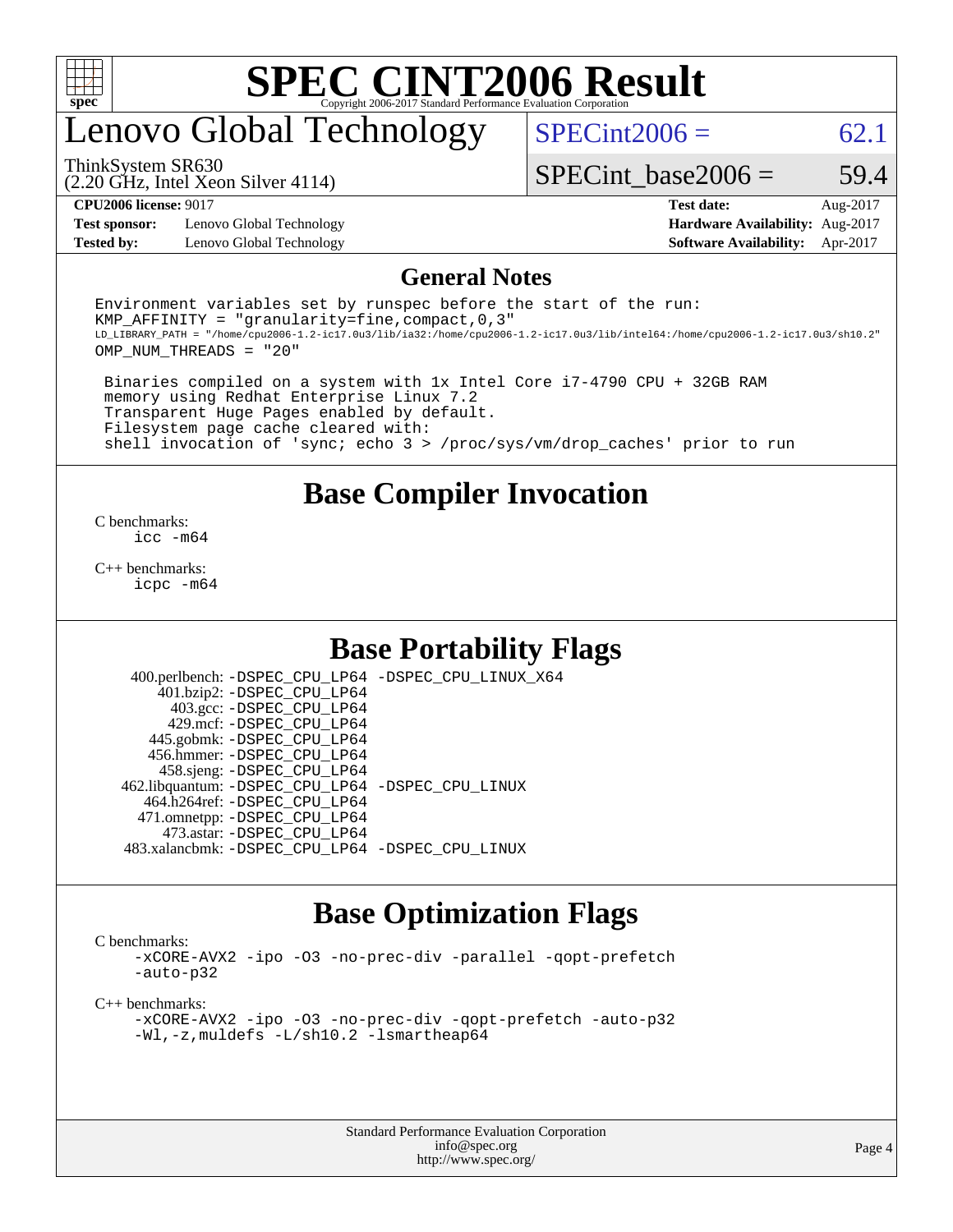# SPEC CINT2006 Result

Copyright 2006-2017 Standard Performance Evaluation Corporation

## Lenovo Global Technology

ThinkSystem SR630
(2.20 GHz, Intel Xeon Silver 4114)

SPECint2006 = 62.1

SPECint_base2006 = 59.4

| | | | |
|---|---|---|---|
| **CPU2006 license:** 9017 | | **Test date:** | Aug-2017 |
| **Test sponsor:** | Lenovo Global Technology | **Hardware Availability:** | Aug-2017 |
| **Tested by:** | Lenovo Global Technology | **Software Availability:** | Apr-2017 |

## General Notes

```
Environment variables set by runspec before the start of the run:
KMP_AFFINITY = "granularity=fine,compact,0,3"
LD_LIBRARY_PATH = "/home/cpu2006-1.2-ic17.0u3/lib/ia32:/home/cpu2006-1.2-ic17.0u3/lib/intel64:/home/cpu2006-1.2-ic17.0u3/sh10.2"
OMP_NUM_THREADS = "20"

 Binaries compiled on a system with 1x Intel Core i7-4790 CPU + 32GB RAM
 memory using Redhat Enterprise Linux 7.2
 Transparent Huge Pages enabled by default.
 Filesystem page cache cleared with:
 shell invocation of 'sync; echo 3 > /proc/sys/vm/drop_caches' prior to run
```

## Base Compiler Invocation

C benchmarks:
icc -m64

C++ benchmarks:
icpc -m64

## Base Portability Flags

400.perlbench: -DSPEC_CPU_LP64 -DSPEC_CPU_LINUX_X64
401.bzip2: -DSPEC_CPU_LP64
403.gcc: -DSPEC_CPU_LP64
429.mcf: -DSPEC_CPU_LP64
445.gobmk: -DSPEC_CPU_LP64
456.hmmer: -DSPEC_CPU_LP64
458.sjeng: -DSPEC_CPU_LP64
462.libquantum: -DSPEC_CPU_LP64 -DSPEC_CPU_LINUX
464.h264ref: -DSPEC_CPU_LP64
471.omnetpp: -DSPEC_CPU_LP64
473.astar: -DSPEC_CPU_LP64
483.xalancbmk: -DSPEC_CPU_LP64 -DSPEC_CPU_LINUX

## Base Optimization Flags

C benchmarks:
-xCORE-AVX2 -ipo -O3 -no-prec-div -parallel -qopt-prefetch
-auto-p32

C++ benchmarks:
-xCORE-AVX2 -ipo -O3 -no-prec-div -qopt-prefetch -auto-p32
-Wl,-z,muldefs -L/sh10.2 -lsmartheap64

Standard Performance Evaluation Corporation
info@spec.org
http://www.spec.org/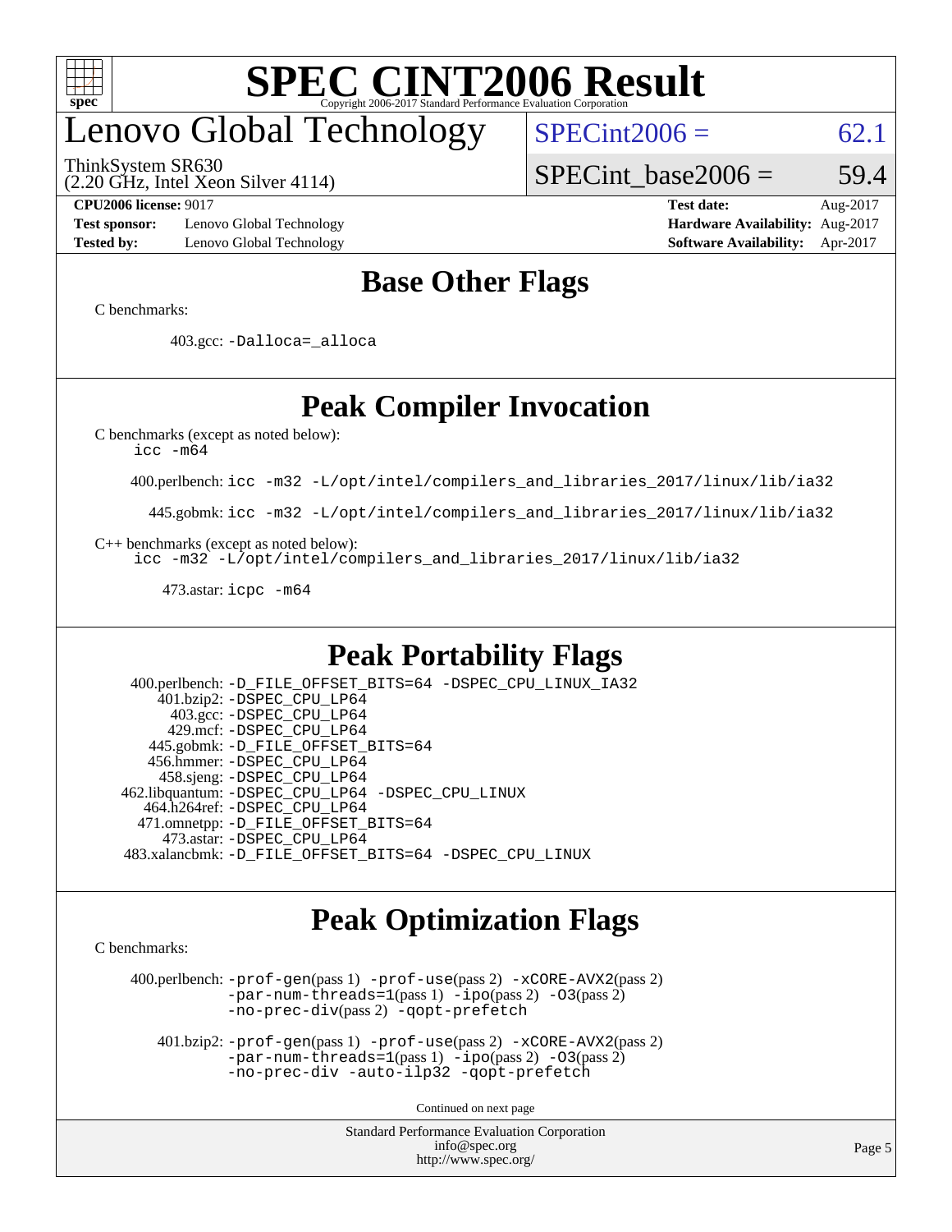# SPEC CINT2006 Result

## Lenovo Global Technology

ThinkSystem SR630
(2.20 GHz, Intel Xeon Silver 4114)

SPECint2006 = 62.1

SPECint_base2006 = 59.4

**CPU2006 license:** 9017
**Test sponsor:** Lenovo Global Technology
**Tested by:** Lenovo Global Technology

**Test date:** Aug-2017
**Hardware Availability:** Aug-2017
**Software Availability:** Apr-2017

## Base Other Flags

C benchmarks:

403.gcc: -Dalloca=_alloca

## Peak Compiler Invocation

C benchmarks (except as noted below):
icc -m64

400.perlbench: icc -m32 -L/opt/intel/compilers_and_libraries_2017/linux/lib/ia32

445.gobmk: icc -m32 -L/opt/intel/compilers_and_libraries_2017/linux/lib/ia32

C++ benchmarks (except as noted below):
icc -m32 -L/opt/intel/compilers_and_libraries_2017/linux/lib/ia32

473.astar: icpc -m64

## Peak Portability Flags

400.perlbench: -D_FILE_OFFSET_BITS=64 -DSPEC_CPU_LINUX_IA32
401.bzip2: -DSPEC_CPU_LP64
403.gcc: -DSPEC_CPU_LP64
429.mcf: -DSPEC_CPU_LP64
445.gobmk: -D_FILE_OFFSET_BITS=64
456.hmmer: -DSPEC_CPU_LP64
458.sjeng: -DSPEC_CPU_LP64
462.libquantum: -DSPEC_CPU_LP64 -DSPEC_CPU_LINUX
464.h264ref: -DSPEC_CPU_LP64
471.omnetpp: -D_FILE_OFFSET_BITS=64
473.astar: -DSPEC_CPU_LP64
483.xalancbmk: -D_FILE_OFFSET_BITS=64 -DSPEC_CPU_LINUX

## Peak Optimization Flags

C benchmarks:

400.perlbench: -prof-gen(pass 1) -prof-use(pass 2) -xCORE-AVX2(pass 2) -par-num-threads=1(pass 1) -ipo(pass 2) -O3(pass 2) -no-prec-div(pass 2) -qopt-prefetch

401.bzip2: -prof-gen(pass 1) -prof-use(pass 2) -xCORE-AVX2(pass 2) -par-num-threads=1(pass 1) -ipo(pass 2) -O3(pass 2) -no-prec-div -auto-ilp32 -qopt-prefetch

Continued on next page

Standard Performance Evaluation Corporation
info@spec.org
http://www.spec.org/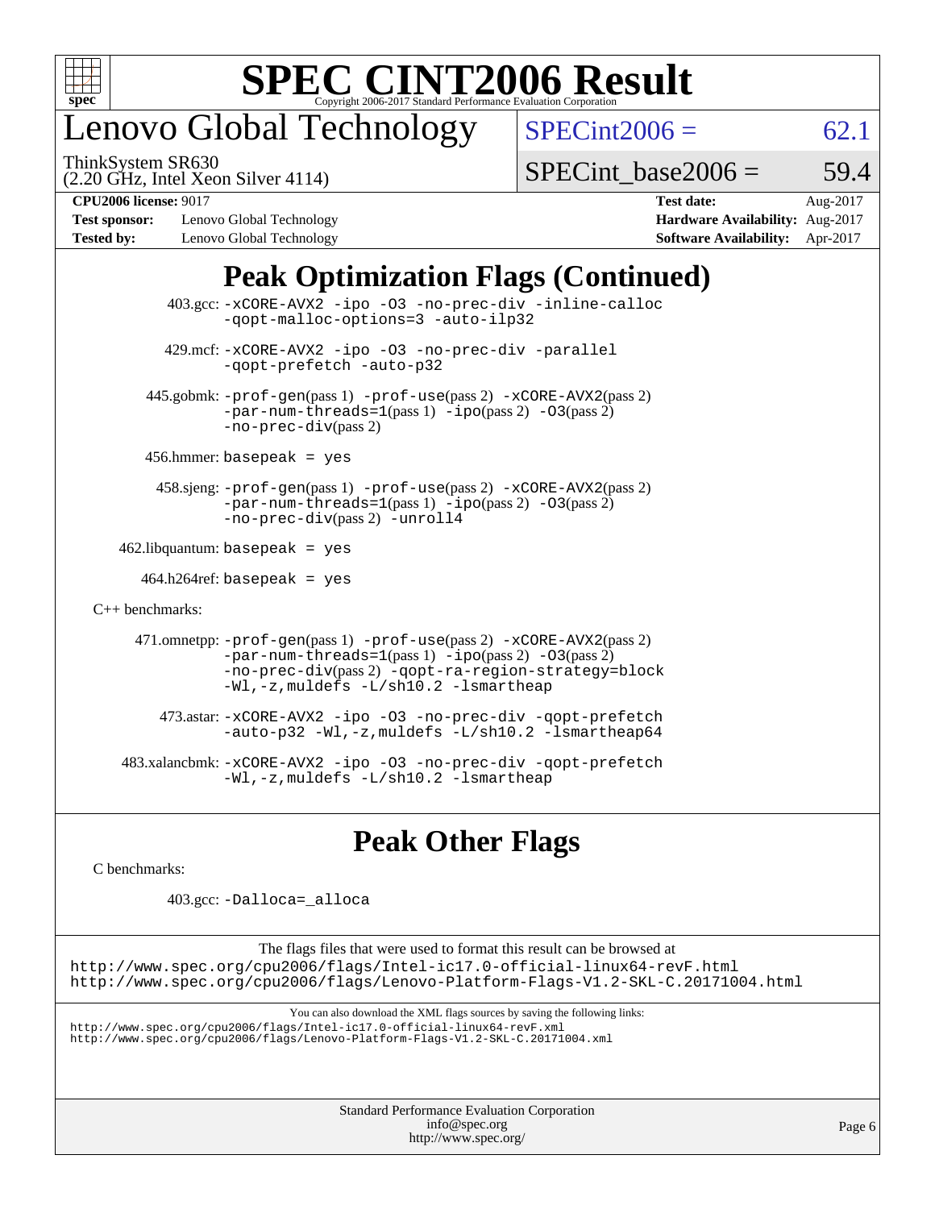# SPEC CINT2006 Result

Copyright 2006-2017 Standard Performance Evaluation Corporation

## Lenovo Global Technology

ThinkSystem SR630
(2.20 GHz, Intel Xeon Silver 4114)

SPECint2006 = 62.1

SPECint_base2006 = 59.4

**CPU2006 license:** 9017
**Test sponsor:** Lenovo Global Technology
**Tested by:** Lenovo Global Technology

**Test date:** Aug-2017
**Hardware Availability:** Aug-2017
**Software Availability:** Apr-2017

## Peak Optimization Flags (Continued)

403.gcc: -xCORE-AVX2 -ipo -O3 -no-prec-div -inline-calloc -qopt-malloc-options=3 -auto-ilp32

429.mcf: -xCORE-AVX2 -ipo -O3 -no-prec-div -parallel -qopt-prefetch -auto-p32

445.gobmk: -prof-gen(pass 1) -prof-use(pass 2) -xCORE-AVX2(pass 2) -par-num-threads=1(pass 1) -ipo(pass 2) -O3(pass 2) -no-prec-div(pass 2)

456.hmmer: basepeak = yes

458.sjeng: -prof-gen(pass 1) -prof-use(pass 2) -xCORE-AVX2(pass 2) -par-num-threads=1(pass 1) -ipo(pass 2) -O3(pass 2) -no-prec-div(pass 2) -unroll4

462.libquantum: basepeak = yes

464.h264ref: basepeak = yes

C++ benchmarks:

471.omnetpp: -prof-gen(pass 1) -prof-use(pass 2) -xCORE-AVX2(pass 2) -par-num-threads=1(pass 1) -ipo(pass 2) -O3(pass 2) -no-prec-div(pass 2) -qopt-ra-region-strategy=block -Wl,-z,muldefs -L/sh10.2 -lsmartheap

473.astar: -xCORE-AVX2 -ipo -O3 -no-prec-div -qopt-prefetch -auto-p32 -Wl,-z,muldefs -L/sh10.2 -lsmartheap64

483.xalancbmk: -xCORE-AVX2 -ipo -O3 -no-prec-div -qopt-prefetch -Wl,-z,muldefs -L/sh10.2 -lsmartheap

## Peak Other Flags

C benchmarks:

403.gcc: -Dalloca=_alloca

The flags files that were used to format this result can be browsed at
http://www.spec.org/cpu2006/flags/Intel-ic17.0-official-linux64-revF.html
http://www.spec.org/cpu2006/flags/Lenovo-Platform-Flags-V1.2-SKL-C.20171004.html

You can also download the XML flags sources by saving the following links:
http://www.spec.org/cpu2006/flags/Intel-ic17.0-official-linux64-revF.xml
http://www.spec.org/cpu2006/flags/Lenovo-Platform-Flags-V1.2-SKL-C.20171004.xml

Standard Performance Evaluation Corporation
info@spec.org
http://www.spec.org/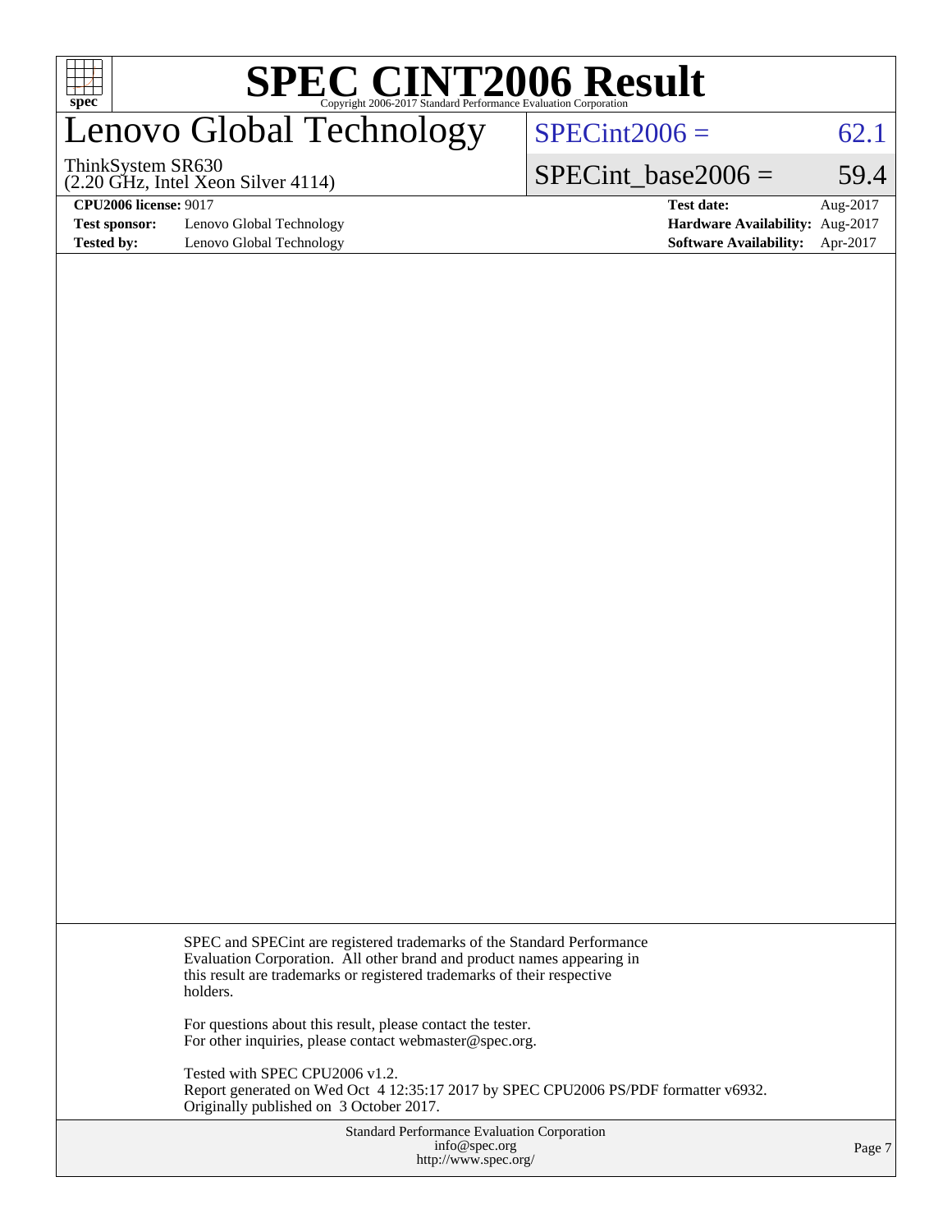SPEC and SPECint are registered trademarks of the Standard Performance Evaluation Corporation. All other brand and product names appearing in this result are trademarks or registered trademarks of their respective holders.

For questions about this result, please contact the tester.
For other inquiries, please contact webmaster@spec.org.

Tested with SPEC CPU2006 v1.2.
Report generated on Wed Oct 4 12:35:17 2017 by SPEC CPU2006 PS/PDF formatter v6932.
Originally published on 3 October 2017.